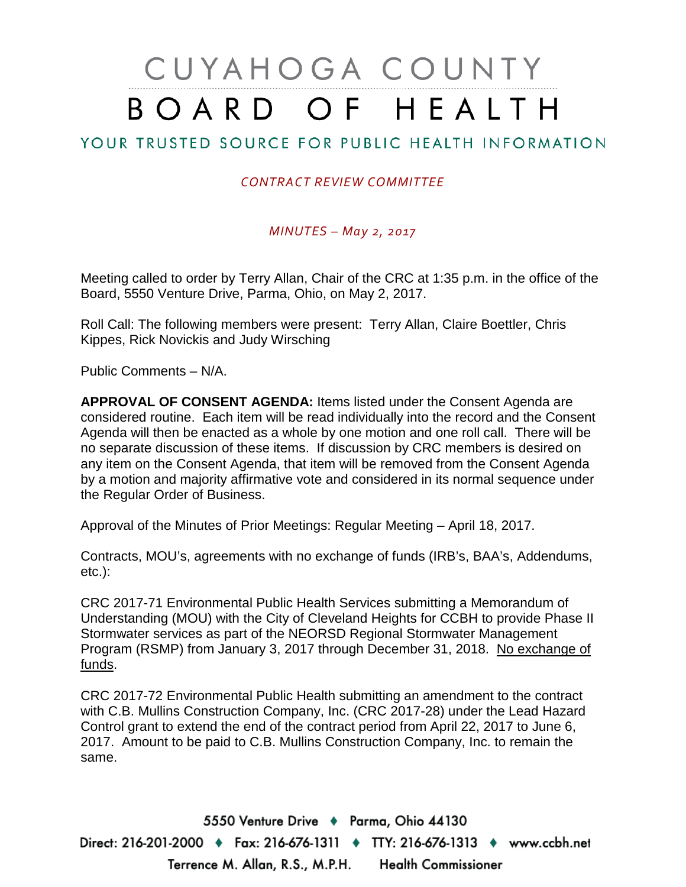# CUYAHOGA COUNTY BOARD OF HEALTH

## YOUR TRUSTED SOURCE FOR PUBLIC HEALTH INFORMATION

*CONTRACT REVIEW COMMITTEE*

*MINUTES – May 2, 2017*

Meeting called to order by Terry Allan, Chair of the CRC at 1:35 p.m. in the office of the Board, 5550 Venture Drive, Parma, Ohio, on May 2, 2017.

Roll Call: The following members were present: Terry Allan, Claire Boettler, Chris Kippes, Rick Novickis and Judy Wirsching

Public Comments – N/A.

**APPROVAL OF CONSENT AGENDA:** Items listed under the Consent Agenda are considered routine. Each item will be read individually into the record and the Consent Agenda will then be enacted as a whole by one motion and one roll call. There will be no separate discussion of these items. If discussion by CRC members is desired on any item on the Consent Agenda, that item will be removed from the Consent Agenda by a motion and majority affirmative vote and considered in its normal sequence under the Regular Order of Business.

Approval of the Minutes of Prior Meetings: Regular Meeting – April 18, 2017.

Contracts, MOU's, agreements with no exchange of funds (IRB's, BAA's, Addendums, etc.):

CRC 2017-71 Environmental Public Health Services submitting a Memorandum of Understanding (MOU) with the City of Cleveland Heights for CCBH to provide Phase II Stormwater services as part of the NEORSD Regional Stormwater Management Program (RSMP) from January 3, 2017 through December 31, 2018. <u>No exchange of funds</u>.

CRC 2017-72 Environmental Public Health submitting an amendment to the contract with C.B. Mullins Construction Company, Inc. (CRC 2017-28) under the Lead Hazard Control grant to extend the end of the contract period from April 22, 2017 to June 6, 2017. Amount to be paid to C.B. Mullins Construction Company, Inc. to remain the same.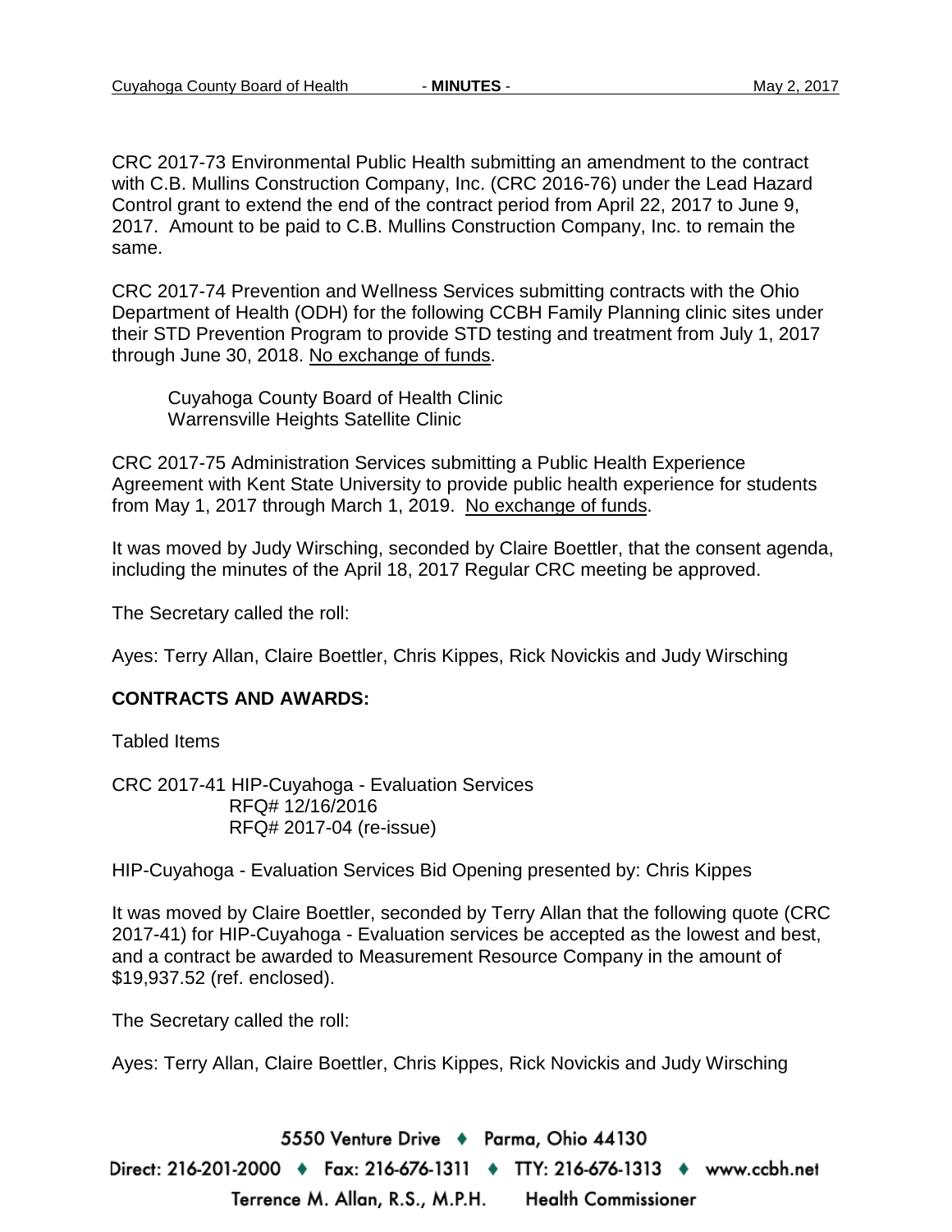CRC 2017-73 Environmental Public Health submitting an amendment to the contract with C.B. Mullins Construction Company, Inc. (CRC 2016-76) under the Lead Hazard Control grant to extend the end of the contract period from April 22, 2017 to June 9, 2017. Amount to be paid to C.B. Mullins Construction Company, Inc. to remain the same.

CRC 2017-74 Prevention and Wellness Services submitting contracts with the Ohio Department of Health (ODH) for the following CCBH Family Planning clinic sites under their STD Prevention Program to provide STD testing and treatment from July 1, 2017 through June 30, 2018. <u>No exchange of funds</u>.

Cuyahoga County Board of Health Clinic
Warrensville Heights Satellite Clinic

CRC 2017-75 Administration Services submitting a Public Health Experience Agreement with Kent State University to provide public health experience for students from May 1, 2017 through March 1, 2019. <u>No exchange of funds</u>.

It was moved by Judy Wirsching, seconded by Claire Boettler, that the consent agenda, including the minutes of the April 18, 2017 Regular CRC meeting be approved.

The Secretary called the roll:

Ayes: Terry Allan, Claire Boettler, Chris Kippes, Rick Novickis and Judy Wirsching

**CONTRACTS AND AWARDS:**

Tabled Items

CRC 2017-41 HIP-Cuyahoga - Evaluation Services
RFQ# 12/16/2016
RFQ# 2017-04 (re-issue)

HIP-Cuyahoga - Evaluation Services Bid Opening presented by: Chris Kippes

It was moved by Claire Boettler, seconded by Terry Allan that the following quote (CRC 2017-41) for HIP-Cuyahoga - Evaluation services be accepted as the lowest and best, and a contract be awarded to Measurement Resource Company in the amount of $19,937.52 (ref. enclosed).

The Secretary called the roll:

Ayes: Terry Allan, Claire Boettler, Chris Kippes, Rick Novickis and Judy Wirsching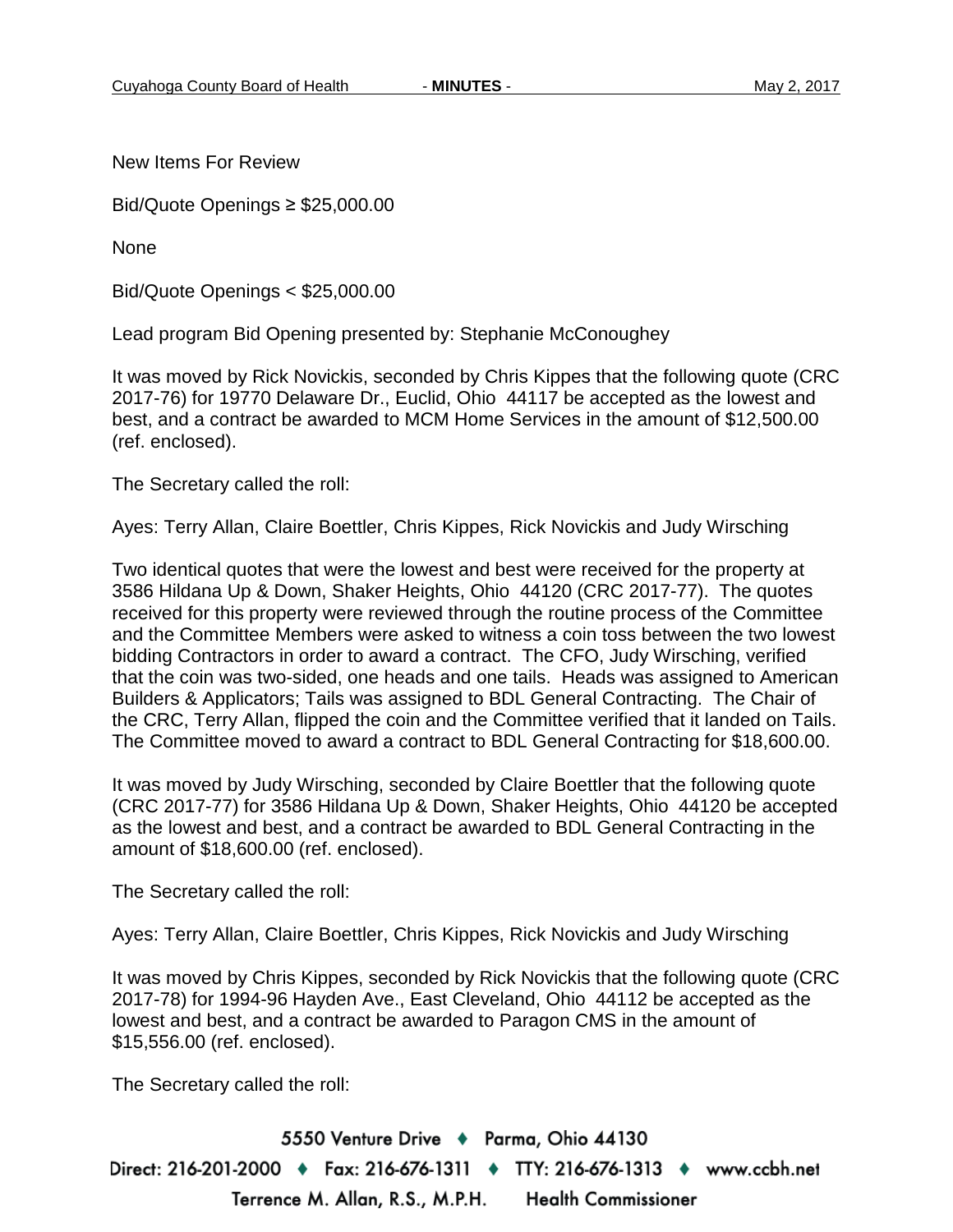New Items For Review

Bid/Quote Openings ≥ $25,000.00

None

Bid/Quote Openings < $25,000.00

Lead program Bid Opening presented by: Stephanie McConoughey

It was moved by Rick Novickis, seconded by Chris Kippes that the following quote (CRC 2017-76) for 19770 Delaware Dr., Euclid, Ohio 44117 be accepted as the lowest and best, and a contract be awarded to MCM Home Services in the amount of $12,500.00 (ref. enclosed).

The Secretary called the roll:

Ayes: Terry Allan, Claire Boettler, Chris Kippes, Rick Novickis and Judy Wirsching

Two identical quotes that were the lowest and best were received for the property at 3586 Hildana Up & Down, Shaker Heights, Ohio 44120 (CRC 2017-77). The quotes received for this property were reviewed through the routine process of the Committee and the Committee Members were asked to witness a coin toss between the two lowest bidding Contractors in order to award a contract. The CFO, Judy Wirsching, verified that the coin was two-sided, one heads and one tails. Heads was assigned to American Builders & Applicators; Tails was assigned to BDL General Contracting. The Chair of the CRC, Terry Allan, flipped the coin and the Committee verified that it landed on Tails. The Committee moved to award a contract to BDL General Contracting for $18,600.00.

It was moved by Judy Wirsching, seconded by Claire Boettler that the following quote (CRC 2017-77) for 3586 Hildana Up & Down, Shaker Heights, Ohio 44120 be accepted as the lowest and best, and a contract be awarded to BDL General Contracting in the amount of $18,600.00 (ref. enclosed).

The Secretary called the roll:

Ayes: Terry Allan, Claire Boettler, Chris Kippes, Rick Novickis and Judy Wirsching

It was moved by Chris Kippes, seconded by Rick Novickis that the following quote (CRC 2017-78) for 1994-96 Hayden Ave., East Cleveland, Ohio 44112 be accepted as the lowest and best, and a contract be awarded to Paragon CMS in the amount of $15,556.00 (ref. enclosed).

The Secretary called the roll: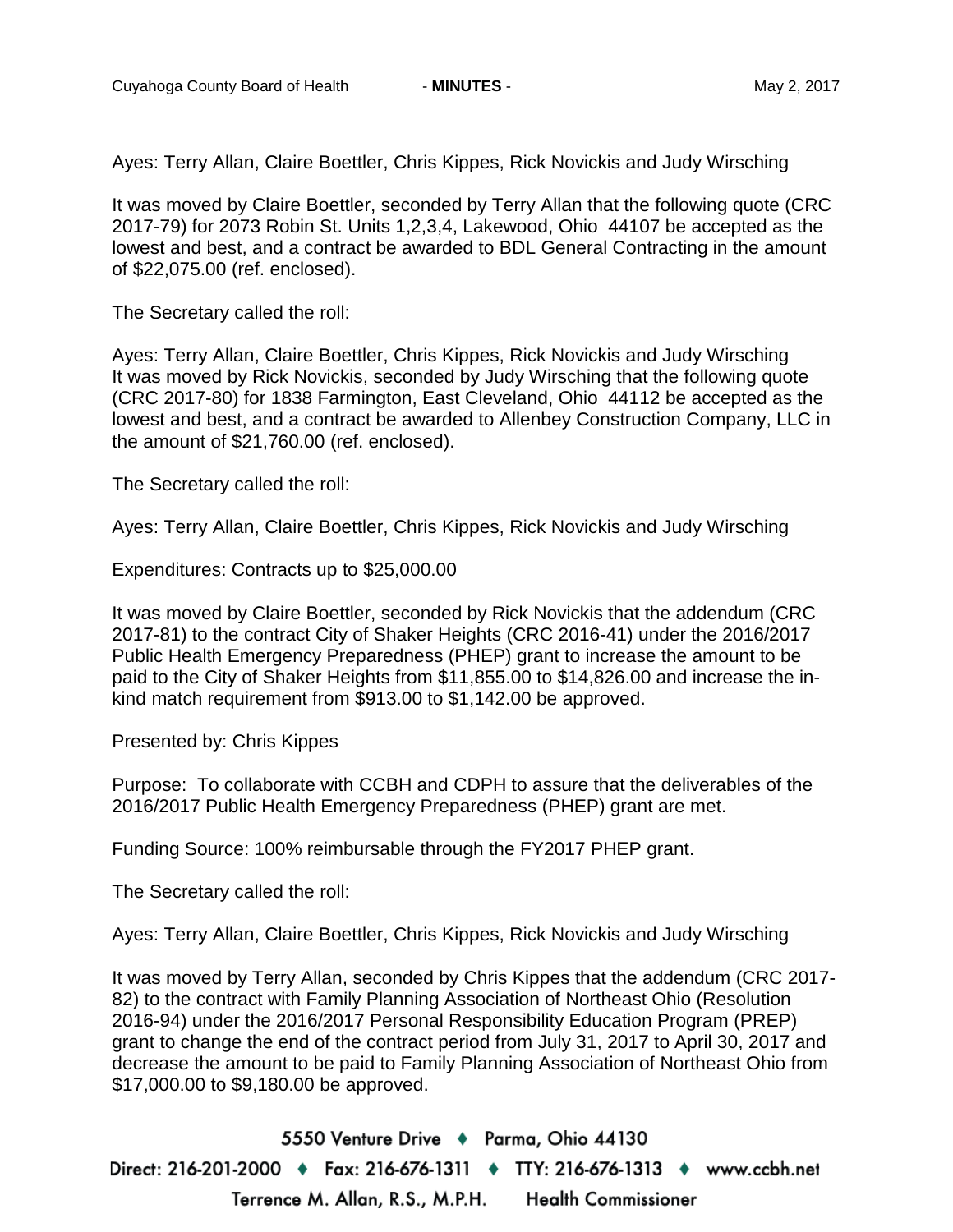Ayes: Terry Allan, Claire Boettler, Chris Kippes, Rick Novickis and Judy Wirsching

It was moved by Claire Boettler, seconded by Terry Allan that the following quote (CRC 2017-79) for 2073 Robin St. Units 1,2,3,4, Lakewood, Ohio 44107 be accepted as the lowest and best, and a contract be awarded to BDL General Contracting in the amount of $22,075.00 (ref. enclosed).

The Secretary called the roll:

Ayes: Terry Allan, Claire Boettler, Chris Kippes, Rick Novickis and Judy Wirsching
It was moved by Rick Novickis, seconded by Judy Wirsching that the following quote (CRC 2017-80) for 1838 Farmington, East Cleveland, Ohio 44112 be accepted as the lowest and best, and a contract be awarded to Allenbey Construction Company, LLC in the amount of $21,760.00 (ref. enclosed).

The Secretary called the roll:

Ayes: Terry Allan, Claire Boettler, Chris Kippes, Rick Novickis and Judy Wirsching

Expenditures: Contracts up to $25,000.00

It was moved by Claire Boettler, seconded by Rick Novickis that the addendum (CRC 2017-81) to the contract City of Shaker Heights (CRC 2016-41) under the 2016/2017 Public Health Emergency Preparedness (PHEP) grant to increase the amount to be paid to the City of Shaker Heights from $11,855.00 to $14,826.00 and increase the in-kind match requirement from $913.00 to $1,142.00 be approved.

Presented by: Chris Kippes

Purpose: To collaborate with CCBH and CDPH to assure that the deliverables of the 2016/2017 Public Health Emergency Preparedness (PHEP) grant are met.

Funding Source: 100% reimbursable through the FY2017 PHEP grant.

The Secretary called the roll:

Ayes: Terry Allan, Claire Boettler, Chris Kippes, Rick Novickis and Judy Wirsching

It was moved by Terry Allan, seconded by Chris Kippes that the addendum (CRC 2017-82) to the contract with Family Planning Association of Northeast Ohio (Resolution 2016-94) under the 2016/2017 Personal Responsibility Education Program (PREP) grant to change the end of the contract period from July 31, 2017 to April 30, 2017 and decrease the amount to be paid to Family Planning Association of Northeast Ohio from $17,000.00 to $9,180.00 be approved.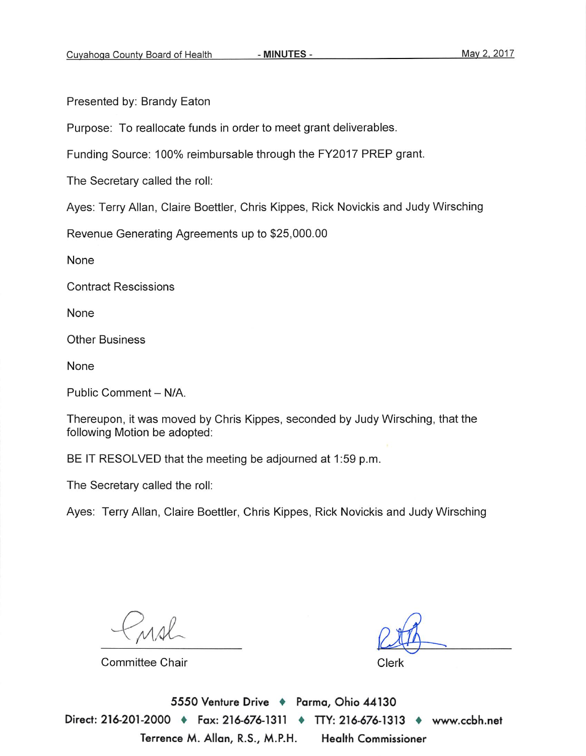Presented by: Brandy Eaton

Purpose: To reallocate funds in order to meet grant deliverables.

Funding Source: 100% reimbursable through the FY2017 PREP grant.

The Secretary called the roll:

Ayes: Terry Allan, Claire Boettler, Chris Kippes, Rick Novickis and Judy Wirsching

Revenue Generating Agreements up to $25,000.00

None

Contract Rescissions

None

Other Business

None

Public Comment – N/A.

Thereupon, it was moved by Chris Kippes, seconded by Judy Wirsching, that the following Motion be adopted:

BE IT RESOLVED that the meeting be adjourned at 1:59 p.m.

The Secretary called the roll:

Ayes: Terry Allan, Claire Boettler, Chris Kippes, Rick Novickis and Judy Wirsching

Committee Chair

Clerk

5550 Venture Drive ♦ Parma, Ohio 44130
Direct: 216-201-2000 ♦ Fax: 216-676-1311 ♦ TTY: 216-676-1313 ♦ www.ccbh.net
Terrence M. Allan, R.S., M.P.H. Health Commissioner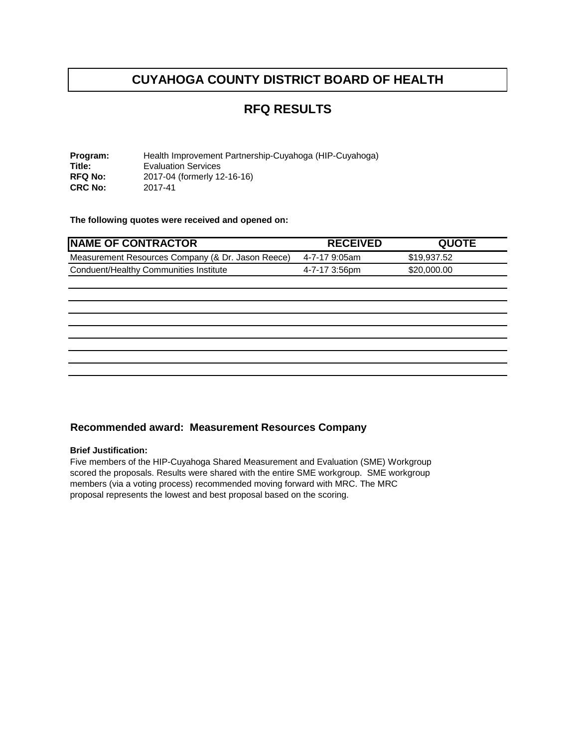# CUYAHOGA COUNTY DISTRICT BOARD OF HEALTH

## RFQ RESULTS

**Program:** Health Improvement Partnership-Cuyahoga (HIP-Cuyahoga)
**Title:** Evaluation Services
**RFQ No:** 2017-04 (formerly 12-16-16)
**CRC No:** 2017-41

**The following quotes were received and opened on:**

| NAME OF CONTRACTOR | RECEIVED | QUOTE |
|---|---|---|
| Measurement Resources Company (& Dr. Jason Reece) | 4-7-17 9:05am | $19,937.52 |
| Conduent/Healthy Communities Institute | 4-7-17 3:56pm | $20,000.00 |

### Recommended award: Measurement Resources Company

**Brief Justification:**
Five members of the HIP-Cuyahoga Shared Measurement and Evaluation (SME) Workgroup scored the proposals. Results were shared with the entire SME workgroup. SME workgroup members (via a voting process) recommended moving forward with MRC. The MRC proposal represents the lowest and best proposal based on the scoring.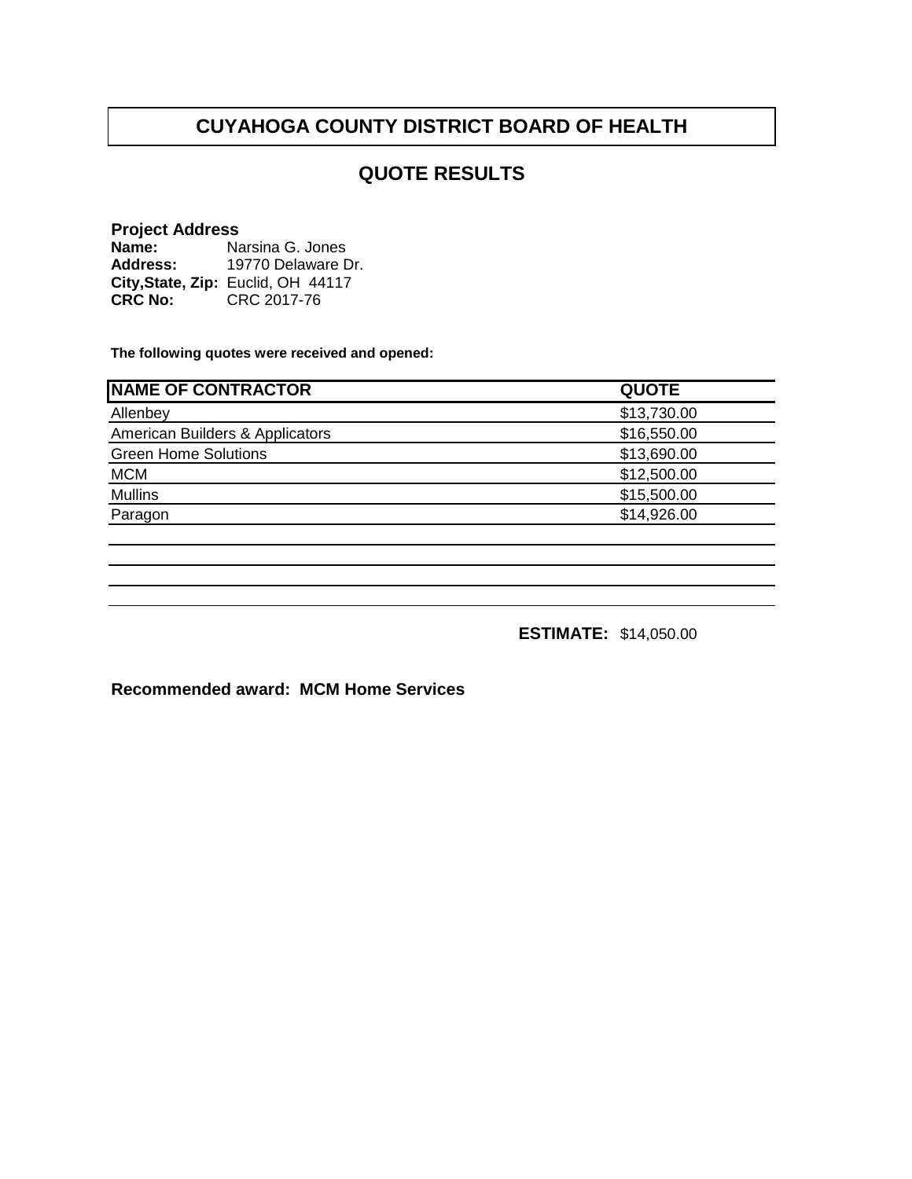# CUYAHOGA COUNTY DISTRICT BOARD OF HEALTH

## QUOTE RESULTS

**Project Address**
**Name:** Narsina G. Jones
**Address:** 19770 Delaware Dr.
**City,State, Zip:** Euclid, OH 44117
**CRC No:** CRC 2017-76

**The following quotes were received and opened:**

| NAME OF CONTRACTOR | QUOTE |
|---|---|
| Allenbey | $13,730.00 |
| American Builders & Applicators | $16,550.00 |
| Green Home Solutions | $13,690.00 |
| MCM | $12,500.00 |
| Mullins | $15,500.00 |
| Paragon | $14,926.00 |

**ESTIMATE:** $14,050.00

**Recommended award: MCM Home Services**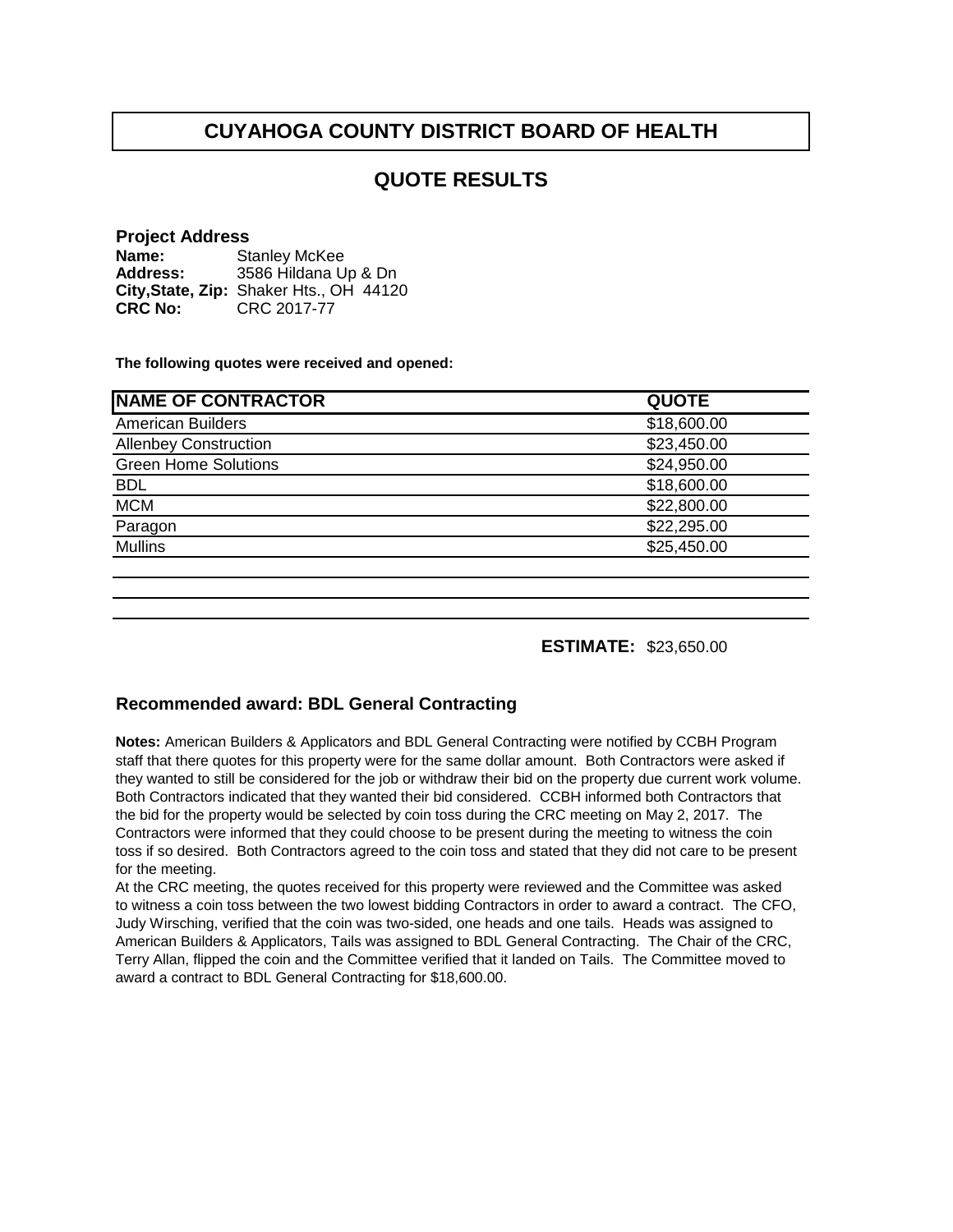# CUYAHOGA COUNTY DISTRICT BOARD OF HEALTH

## QUOTE RESULTS

**Project Address**

**Name:** Stanley McKee
**Address:** 3586 Hildana Up & Dn
**City,State, Zip:** Shaker Hts., OH 44120
**CRC No:** CRC 2017-77

**The following quotes were received and opened:**

| NAME OF CONTRACTOR | QUOTE |
|---|---|
| American Builders | $18,600.00 |
| Allenbey Construction | $23,450.00 |
| Green Home Solutions | $24,950.00 |
| BDL | $18,600.00 |
| MCM | $22,800.00 |
| Paragon | $22,295.00 |
| Mullins | $25,450.00 |

**ESTIMATE:** $23,650.00

### Recommended award: BDL General Contracting

**Notes:** American Builders & Applicators and BDL General Contracting were notified by CCBH Program staff that there quotes for this property were for the same dollar amount. Both Contractors were asked if they wanted to still be considered for the job or withdraw their bid on the property due current work volume. Both Contractors indicated that they wanted their bid considered. CCBH informed both Contractors that the bid for the property would be selected by coin toss during the CRC meeting on May 2, 2017. The Contractors were informed that they could choose to be present during the meeting to witness the coin toss if so desired. Both Contractors agreed to the coin toss and stated that they did not care to be present for the meeting.

At the CRC meeting, the quotes received for this property were reviewed and the Committee was asked to witness a coin toss between the two lowest bidding Contractors in order to award a contract. The CFO, Judy Wirsching, verified that the coin was two-sided, one heads and one tails. Heads was assigned to American Builders & Applicators, Tails was assigned to BDL General Contracting. The Chair of the CRC, Terry Allan, flipped the coin and the Committee verified that it landed on Tails. The Committee moved to award a contract to BDL General Contracting for $18,600.00.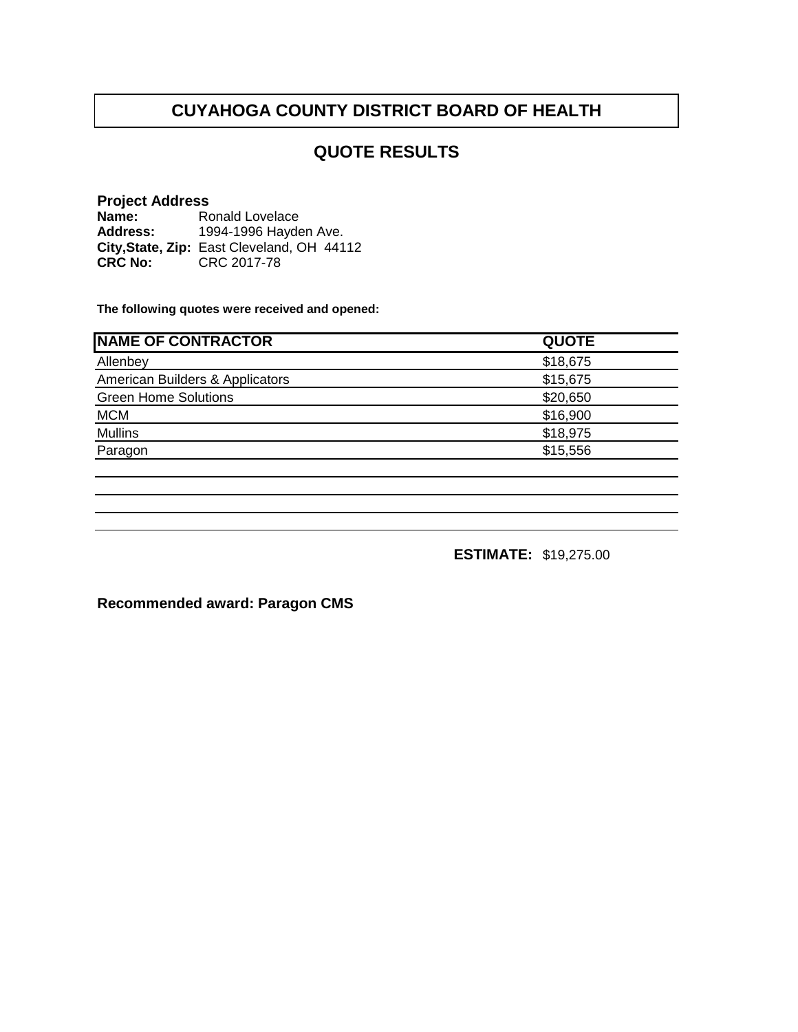# CUYAHOGA COUNTY DISTRICT BOARD OF HEALTH

## QUOTE RESULTS

**Project Address**
**Name:** Ronald Lovelace
**Address:** 1994-1996 Hayden Ave.
**City,State, Zip:** East Cleveland, OH 44112
**CRC No:** CRC 2017-78

**The following quotes were received and opened:**

| NAME OF CONTRACTOR | QUOTE |
|---|---|
| Allenbey | $18,675 |
| American Builders & Applicators | $15,675 |
| Green Home Solutions | $20,650 |
| MCM | $16,900 |
| Mullins | $18,975 |
| Paragon | $15,556 |

**ESTIMATE:** $19,275.00

**Recommended award: Paragon CMS**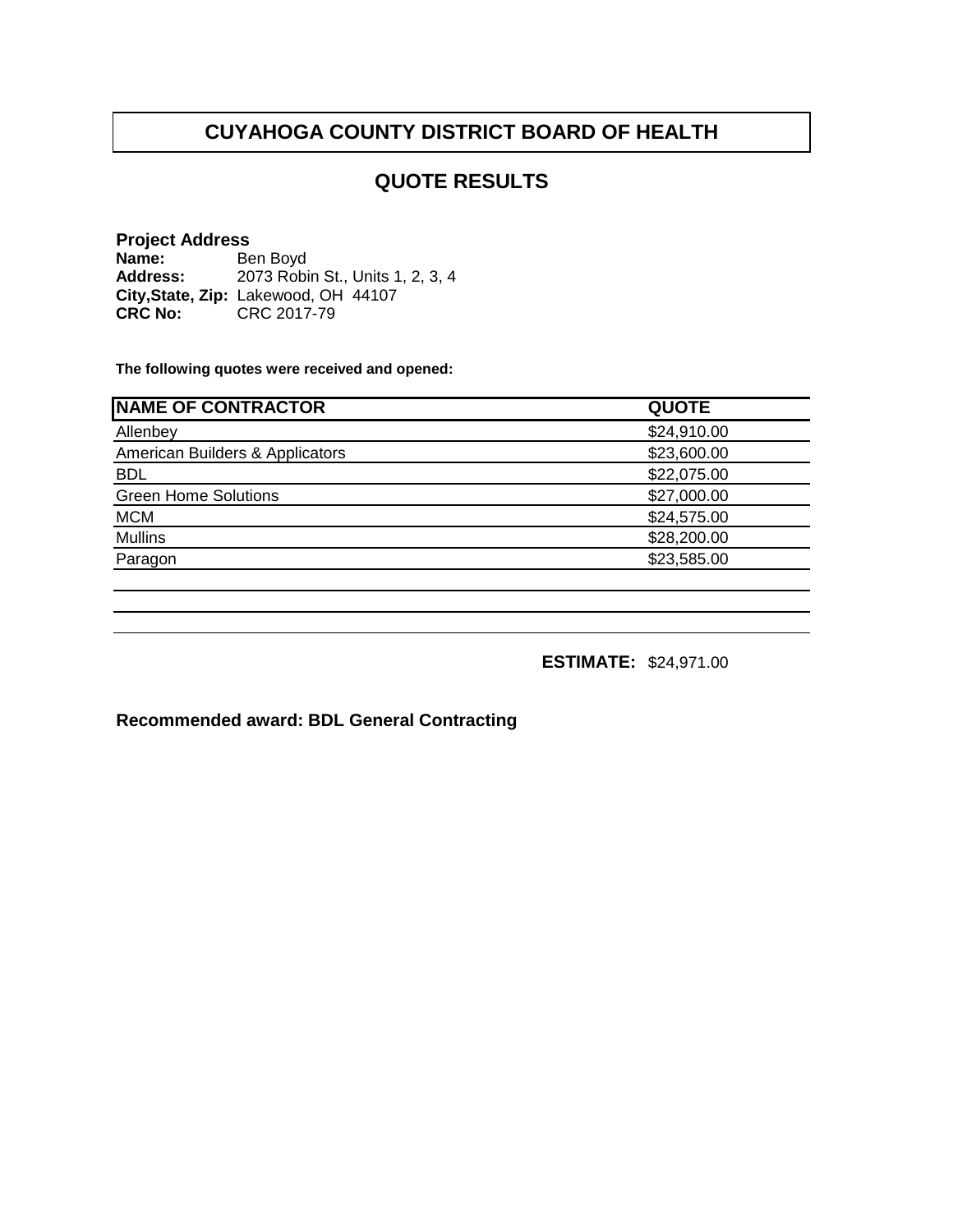# CUYAHOGA COUNTY DISTRICT BOARD OF HEALTH

## QUOTE RESULTS

**Project Address**
**Name:** Ben Boyd
**Address:** 2073 Robin St., Units 1, 2, 3, 4
**City,State, Zip:** Lakewood, OH 44107
**CRC No:** CRC 2017-79

**The following quotes were received and opened:**

| NAME OF CONTRACTOR | QUOTE |
|---|---|
| Allenbey | $24,910.00 |
| American Builders & Applicators | $23,600.00 |
| BDL | $22,075.00 |
| Green Home Solutions | $27,000.00 |
| MCM | $24,575.00 |
| Mullins | $28,200.00 |
| Paragon | $23,585.00 |

**ESTIMATE:** $24,971.00

**Recommended award: BDL General Contracting**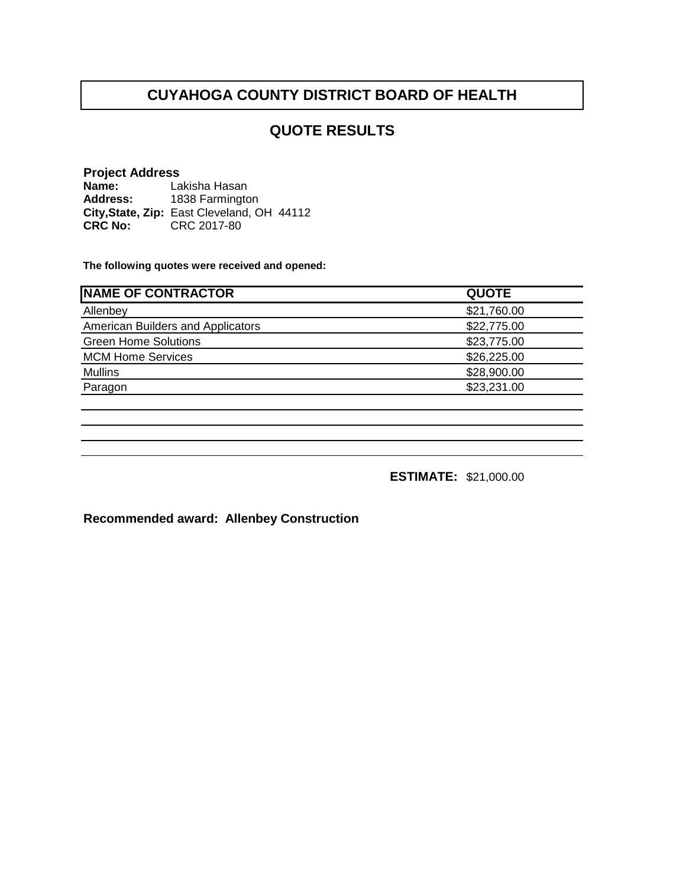# CUYAHOGA COUNTY DISTRICT BOARD OF HEALTH

## QUOTE RESULTS

**Project Address**
**Name:** Lakisha Hasan
**Address:** 1838 Farmington
**City,State, Zip:** East Cleveland, OH 44112
**CRC No:** CRC 2017-80

**The following quotes were received and opened:**

| NAME OF CONTRACTOR | QUOTE |
|---|---|
| Allenbey | $21,760.00 |
| American Builders and Applicators | $22,775.00 |
| Green Home Solutions | $23,775.00 |
| MCM Home Services | $26,225.00 |
| Mullins | $28,900.00 |
| Paragon | $23,231.00 |

**ESTIMATE:** $21,000.00

**Recommended award: Allenbey Construction**